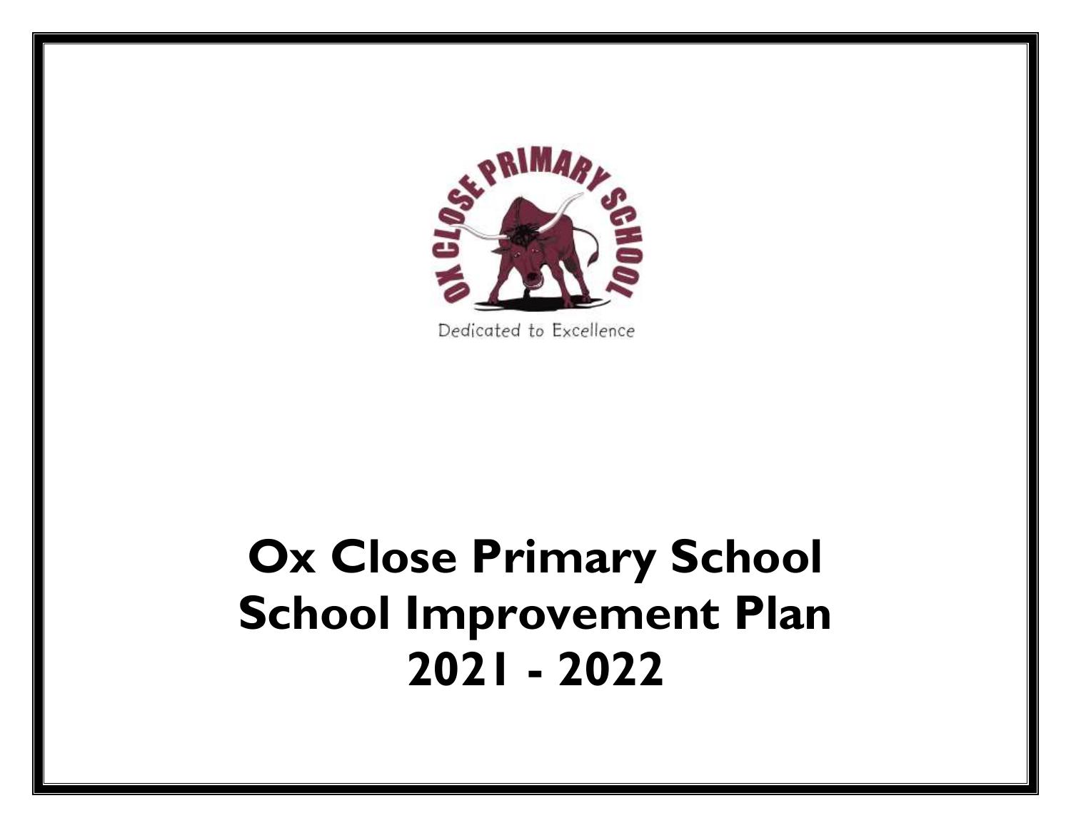Dedicated to Excellence

# Ox Close Primary School School Improvement Plan 2021 - 2022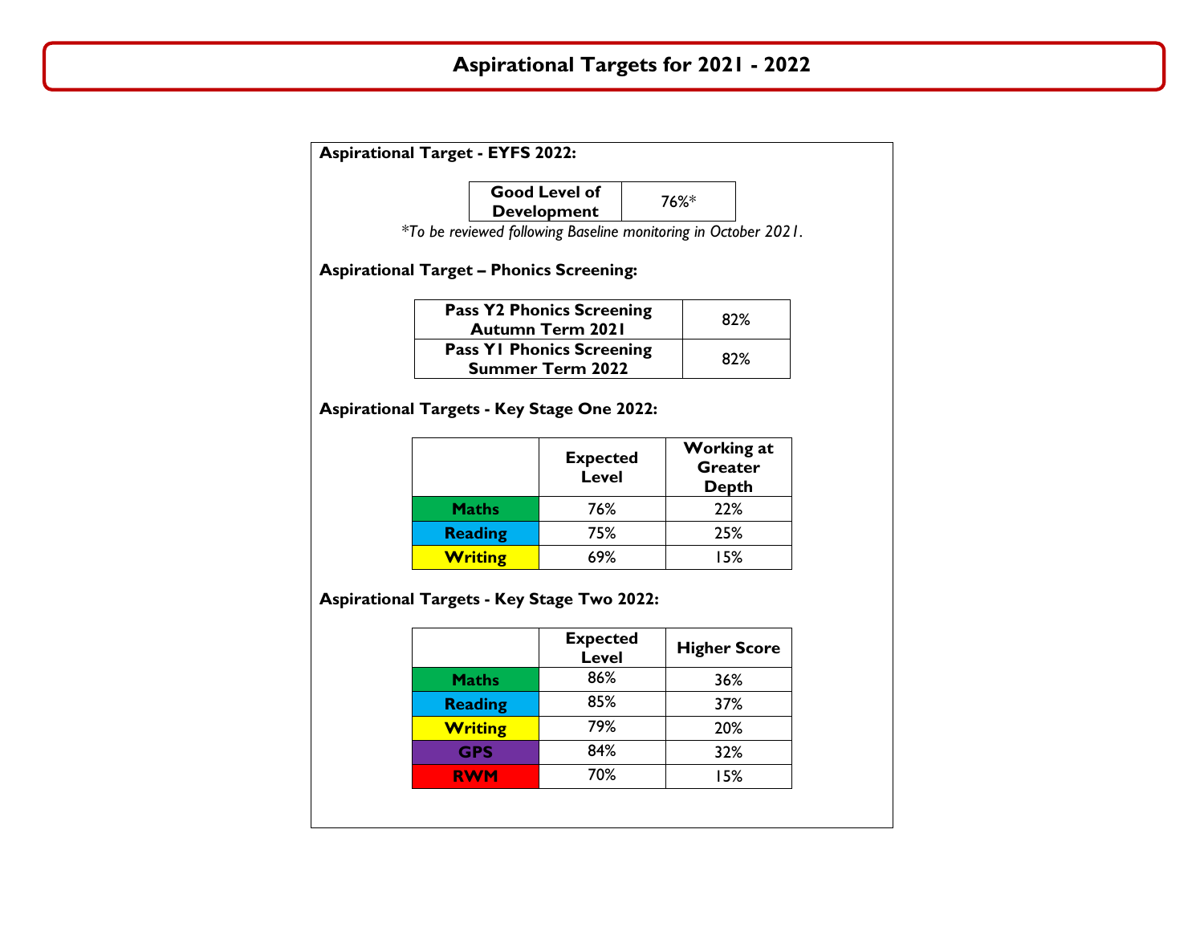# Aspirational Targets for 2021 - 2022

**Aspirational Target - EYFS 2022:**

| Good Level of Development | 76%* |
|---|---|

*\*To be reviewed following Baseline monitoring in October 2021.*

**Aspirational Target – Phonics Screening:**

| Pass Y2 Phonics Screening Autumn Term 2021 | 82% |
|---|---|
| Pass Y1 Phonics Screening Summer Term 2022 | 82% |

**Aspirational Targets - Key Stage One 2022:**

| | Expected Level | Working at Greater Depth |
|---|---|---|
| **Maths** | 76% | 22% |
| **Reading** | 75% | 25% |
| **Writing** | 69% | 15% |

**Aspirational Targets - Key Stage Two 2022:**

| | Expected Level | Higher Score |
|---|---|---|
| **Maths** | 86% | 36% |
| **Reading** | 85% | 37% |
| **Writing** | 79% | 20% |
| **GPS** | 84% | 32% |
| **RWM** | 70% | 15% |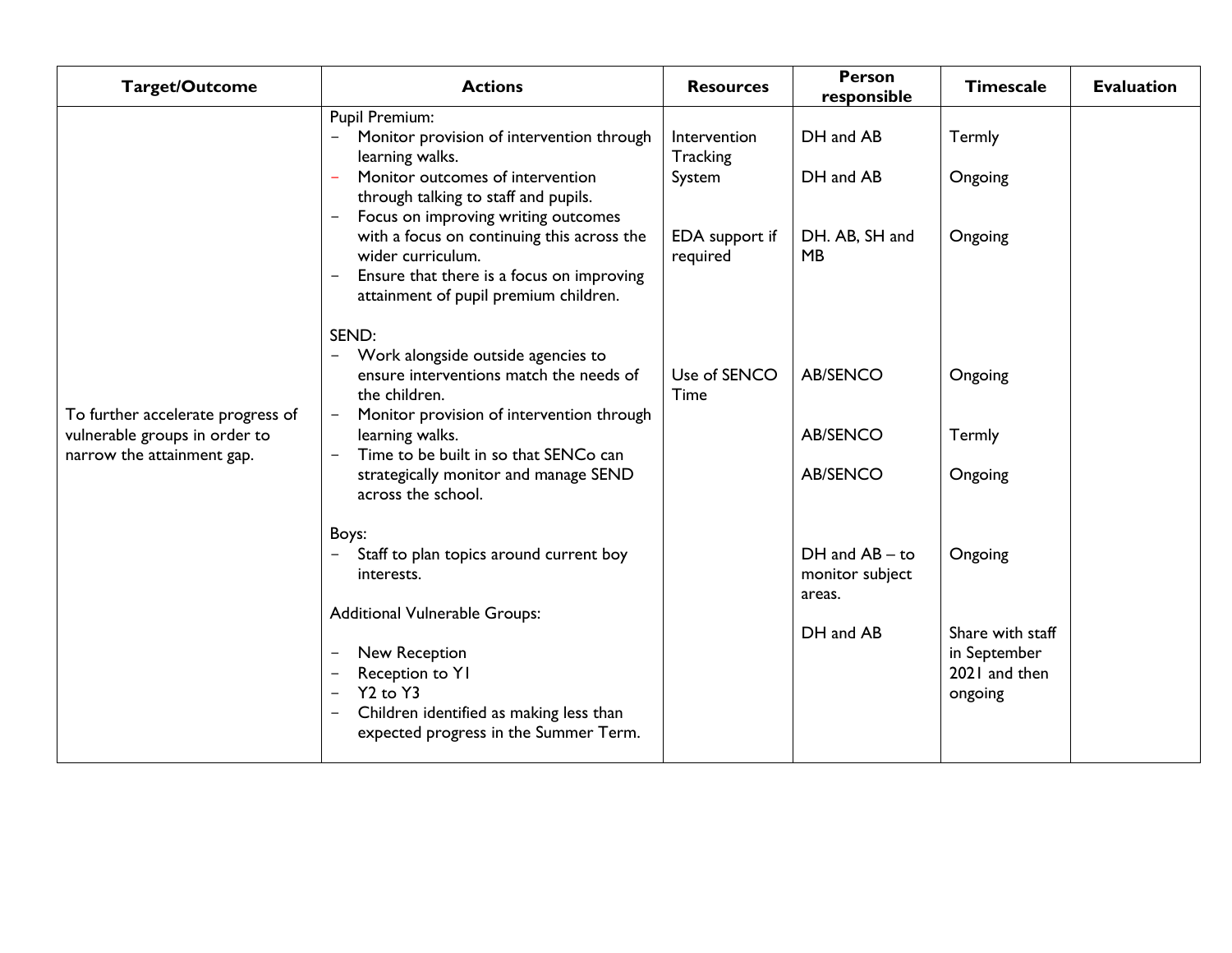| Target/Outcome | Actions | Resources | Person responsible | Timescale | Evaluation |
|---|---|---|---|---|---|
| To further accelerate progress of vulnerable groups in order to narrow the attainment gap. | Pupil Premium: | | | | |
| | − Monitor provision of intervention through learning walks. | Intervention Tracking System | DH and AB | Termly | |
| | − Monitor outcomes of intervention through talking to staff and pupils. | | DH and AB | Ongoing | |
| | − Focus on improving writing outcomes with a focus on continuing this across the wider curriculum. | EDA support if required | DH. AB, SH and MB | Ongoing | |
| | − Ensure that there is a focus on improving attainment of pupil premium children. | | | | |
| | SEND: | | | | |
| | − Work alongside outside agencies to ensure interventions match the needs of the children. | Use of SENCO Time | AB/SENCO | Ongoing | |
| | − Monitor provision of intervention through learning walks. | | AB/SENCO | Termly | |
| | − Time to be built in so that SENCo can strategically monitor and manage SEND across the school. | | AB/SENCO | Ongoing | |
| | Boys: | | | | |
| | − Staff to plan topics around current boy interests. | | DH and AB – to monitor subject areas. | Ongoing | |
| | Additional Vulnerable Groups:<br>− New Reception<br>− Reception to Y1<br>− Y2 to Y3<br>− Children identified as making less than expected progress in the Summer Term. | | DH and AB | Share with staff in September 2021 and then ongoing | |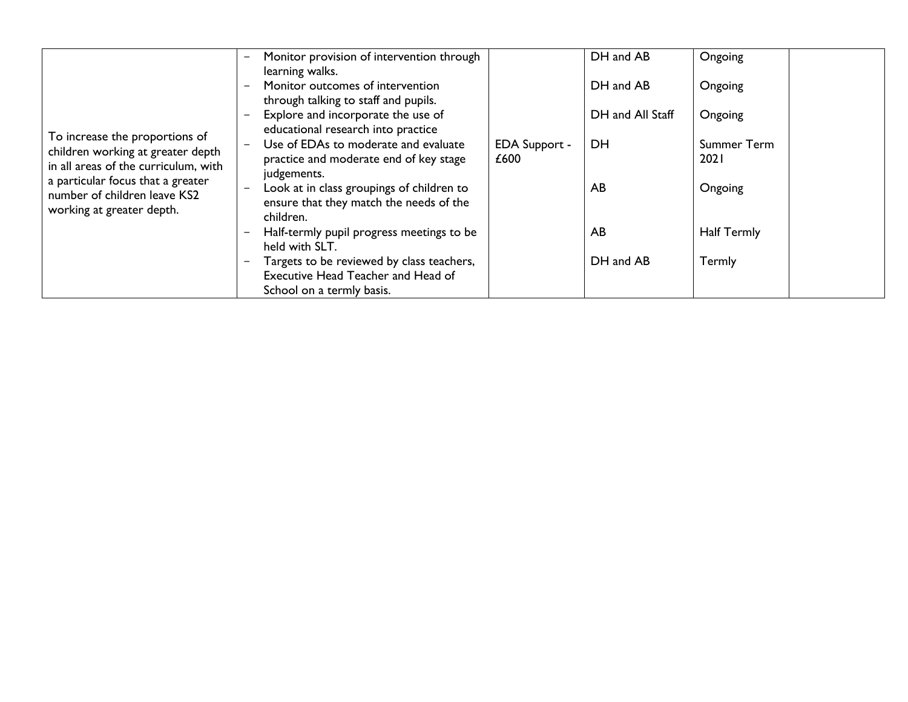| | | | | | |
|---|---|---|---|---|---|
| To increase the proportions of children working at greater depth in all areas of the curriculum, with a particular focus that a greater number of children leave KS2 working at greater depth. | – Monitor provision of intervention through learning walks.<br>– Monitor outcomes of intervention through talking to staff and pupils.<br>– Explore and incorporate the use of educational research into practice<br>– Use of EDAs to moderate and evaluate practice and moderate end of key stage judgements.<br>– Look at in class groupings of children to ensure that they match the needs of the children.<br>– Half-termly pupil progress meetings to be held with SLT.<br>– Targets to be reviewed by class teachers, Executive Head Teacher and Head of School on a termly basis. | EDA Support - £600 | DH and AB<br><br>DH and AB<br><br>DH and All Staff<br><br>DH<br><br>AB<br><br>AB<br><br>DH and AB | Ongoing<br><br>Ongoing<br><br>Ongoing<br><br>Summer Term 2021<br><br>Ongoing<br><br>Half Termly<br><br>Termly | |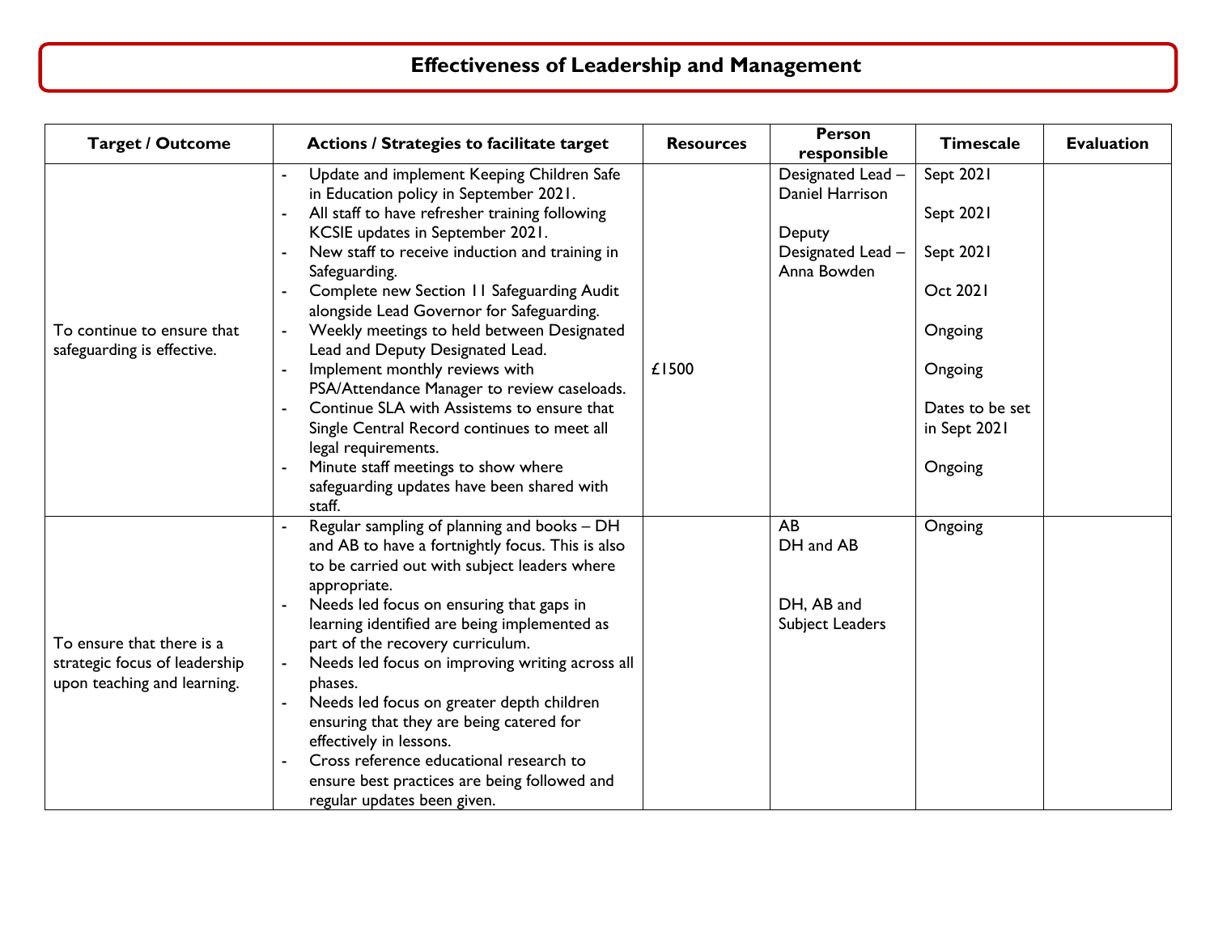# Effectiveness of Leadership and Management

| Target / Outcome | Actions / Strategies to facilitate target | Resources | Person responsible | Timescale | Evaluation |
|---|---|---|---|---|---|
| To continue to ensure that safeguarding is effective. | - Update and implement Keeping Children Safe in Education policy in September 2021.<br>- All staff to have refresher training following KCSIE updates in September 2021.<br>- New staff to receive induction and training in Safeguarding.<br>- Complete new Section 11 Safeguarding Audit alongside Lead Governor for Safeguarding.<br>- Weekly meetings to held between Designated Lead and Deputy Designated Lead.<br>- Implement monthly reviews with PSA/Attendance Manager to review caseloads.<br>- Continue SLA with Assistems to ensure that Single Central Record continues to meet all legal requirements.<br>- Minute staff meetings to show where safeguarding updates have been shared with staff. | £1500 | Designated Lead – Daniel Harrison<br><br>Deputy Designated Lead – Anna Bowden | Sept 2021<br><br>Sept 2021<br><br>Sept 2021<br><br>Oct 2021<br><br>Ongoing<br><br>Ongoing<br><br>Dates to be set in Sept 2021<br><br>Ongoing | |
| To ensure that there is a strategic focus of leadership upon teaching and learning. | - Regular sampling of planning and books – DH and AB to have a fortnightly focus. This is also to be carried out with subject leaders where appropriate.<br>- Needs led focus on ensuring that gaps in learning identified are being implemented as part of the recovery curriculum.<br>- Needs led focus on improving writing across all phases.<br>- Needs led focus on greater depth children ensuring that they are being catered for effectively in lessons.<br>- Cross reference educational research to ensure best practices are being followed and regular updates been given. | | AB<br>DH and AB<br><br>DH, AB and Subject Leaders | Ongoing | |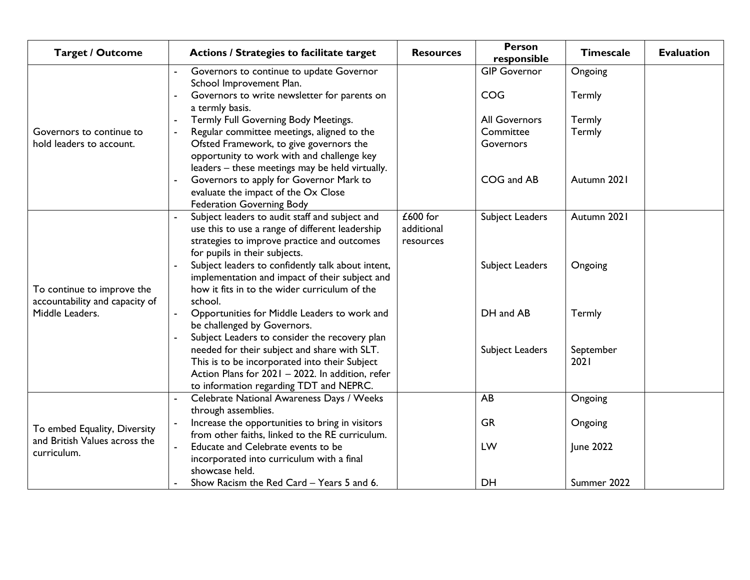| Target / Outcome | Actions / Strategies to facilitate target | Resources | Person responsible | Timescale | Evaluation |
|---|---|---|---|---|---|
| Governors to continue to hold leaders to account. | - Governors to continue to update Governor School Improvement Plan.<br>- Governors to write newsletter for parents on a termly basis.<br>- Termly Full Governing Body Meetings.<br>- Regular committee meetings, aligned to the Ofsted Framework, to give governors the opportunity to work with and challenge key leaders – these meetings may be held virtually.<br>- Governors to apply for Governor Mark to evaluate the impact of the Ox Close Federation Governing Body | | GIP Governor<br><br>COG<br><br>All Governors<br>Committee Governors<br><br>COG and AB | Ongoing<br><br>Termly<br><br>Termly<br>Termly<br><br>Autumn 2021 | |
| To continue to improve the accountability and capacity of Middle Leaders. | - Subject leaders to audit staff and subject and use this to use a range of different leadership strategies to improve practice and outcomes for pupils in their subjects.<br>- Subject leaders to confidently talk about intent, implementation and impact of their subject and how it fits in to the wider curriculum of the school.<br>- Opportunities for Middle Leaders to work and be challenged by Governors.<br>- Subject Leaders to consider the recovery plan needed for their subject and share with SLT. This is to be incorporated into their Subject Action Plans for 2021 – 2022. In addition, refer to information regarding TDT and NEPRC. | £600 for additional resources | Subject Leaders<br><br>Subject Leaders<br><br>DH and AB<br><br>Subject Leaders | Autumn 2021<br><br>Ongoing<br><br>Termly<br><br>September 2021 | |
| To embed Equality, Diversity and British Values across the curriculum. | - Celebrate National Awareness Days / Weeks through assemblies.<br>- Increase the opportunities to bring in visitors from other faiths, linked to the RE curriculum.<br>- Educate and Celebrate events to be incorporated into curriculum with a final showcase held.<br>- Show Racism the Red Card – Years 5 and 6. | | AB<br><br>GR<br><br>LW<br><br>DH | Ongoing<br><br>Ongoing<br><br>June 2022<br><br>Summer 2022 | |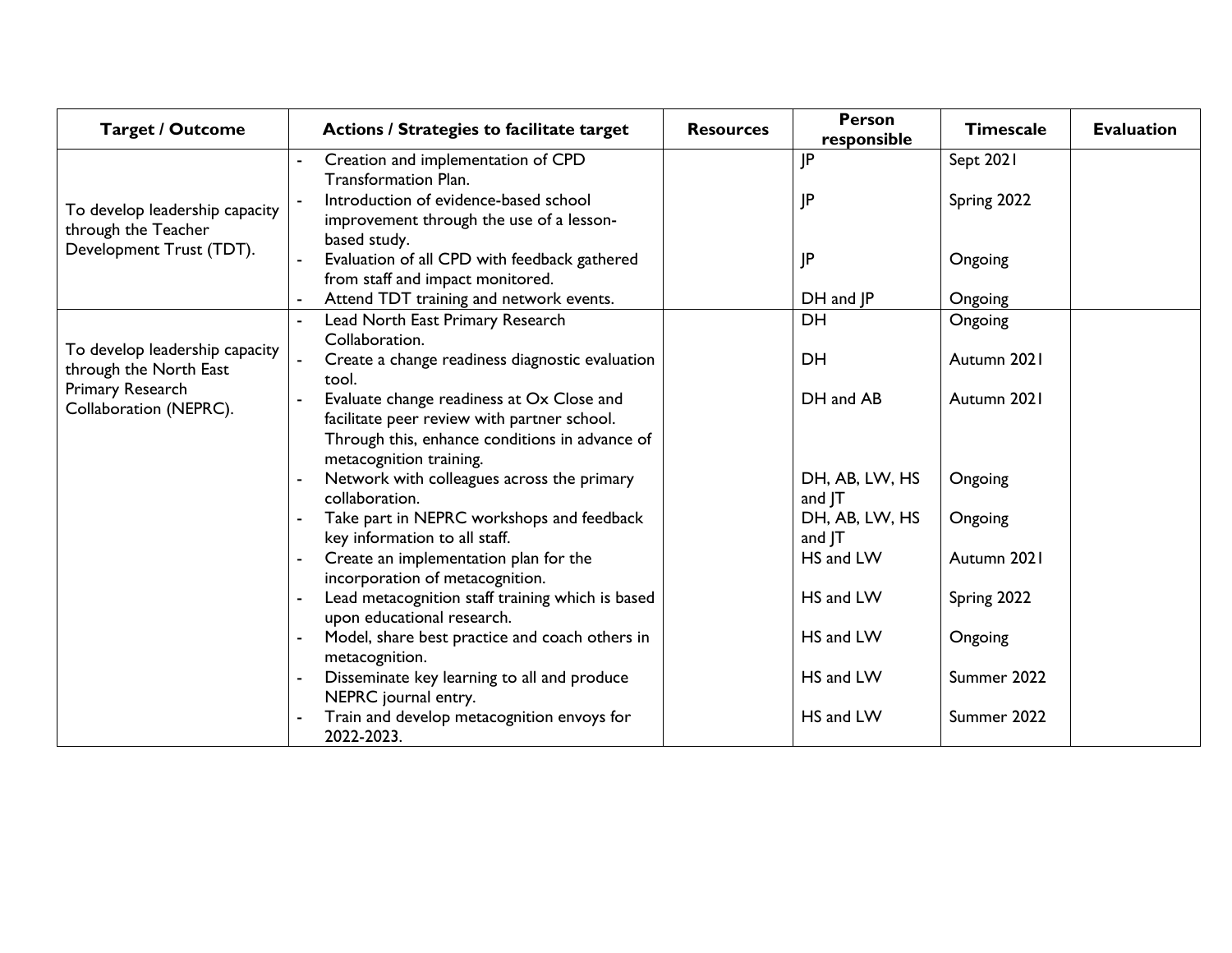| Target / Outcome | Actions / Strategies to facilitate target | Resources | Person responsible | Timescale | Evaluation |
|---|---|---|---|---|---|
| To develop leadership capacity through the Teacher Development Trust (TDT). | - Creation and implementation of CPD Transformation Plan. | | JP | Sept 2021 | |
| | - Introduction of evidence-based school improvement through the use of a lesson-based study. | | JP | Spring 2022 | |
| | - Evaluation of all CPD with feedback gathered from staff and impact monitored. | | JP | Ongoing | |
| | - Attend TDT training and network events. | | DH and JP | Ongoing | |
| To develop leadership capacity through the North East Primary Research Collaboration (NEPRC). | - Lead North East Primary Research Collaboration. | | DH | Ongoing | |
| | - Create a change readiness diagnostic evaluation tool. | | DH | Autumn 2021 | |
| | - Evaluate change readiness at Ox Close and facilitate peer review with partner school. Through this, enhance conditions in advance of metacognition training. | | DH and AB | Autumn 2021 | |
| | - Network with colleagues across the primary collaboration. | | DH, AB, LW, HS and JT | Ongoing | |
| | - Take part in NEPRC workshops and feedback key information to all staff. | | DH, AB, LW, HS and JT | Ongoing | |
| | - Create an implementation plan for the incorporation of metacognition. | | HS and LW | Autumn 2021 | |
| | - Lead metacognition staff training which is based upon educational research. | | HS and LW | Spring 2022 | |
| | - Model, share best practice and coach others in metacognition. | | HS and LW | Ongoing | |
| | - Disseminate key learning to all and produce NEPRC journal entry. | | HS and LW | Summer 2022 | |
| | - Train and develop metacognition envoys for 2022-2023. | | HS and LW | Summer 2022 | |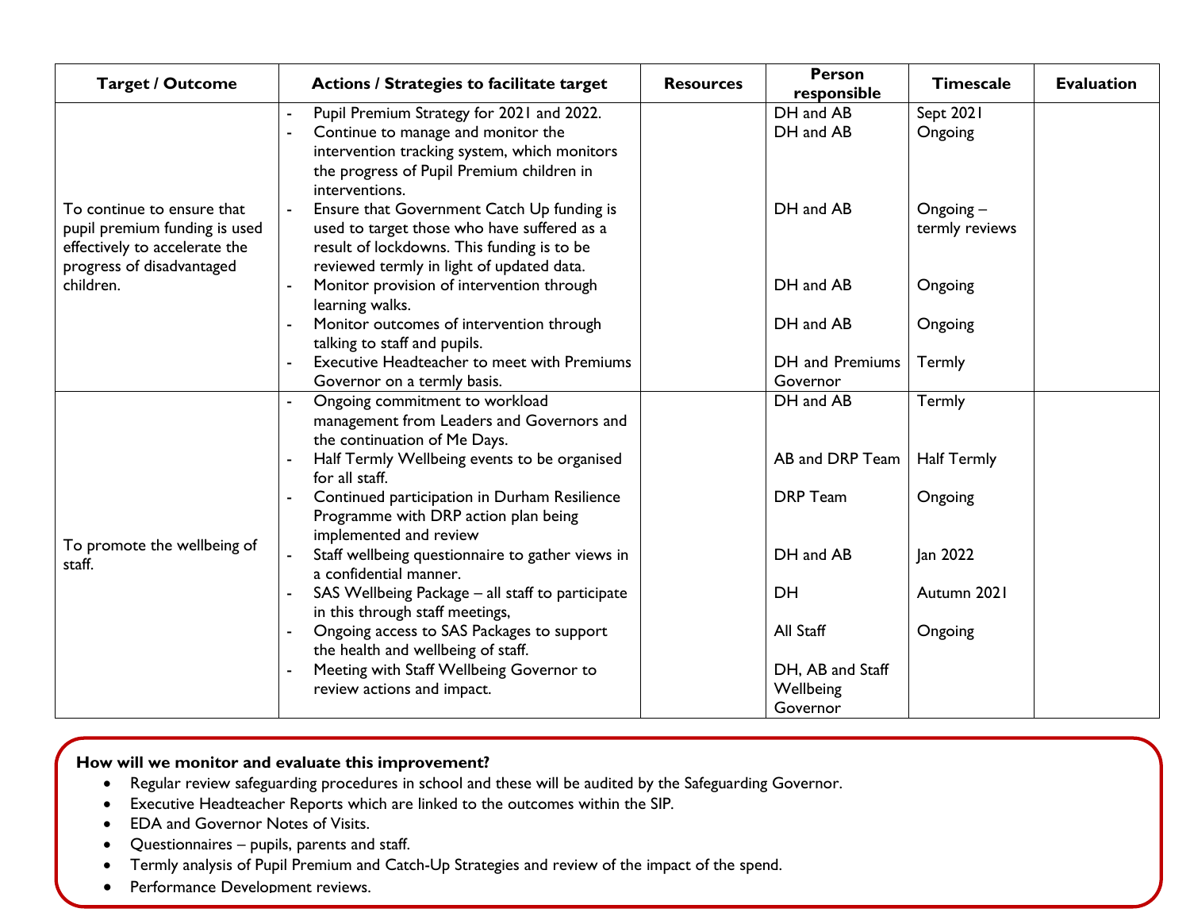| Target / Outcome | Actions / Strategies to facilitate target | Resources | Person responsible | Timescale | Evaluation |
|---|---|---|---|---|---|
| To continue to ensure that pupil premium funding is used effectively to accelerate the progress of disadvantaged children. | - Pupil Premium Strategy for 2021 and 2022.<br>- Continue to manage and monitor the intervention tracking system, which monitors the progress of Pupil Premium children in interventions.<br>- Ensure that Government Catch Up funding is used to target those who have suffered as a result of lockdowns. This funding is to be reviewed termly in light of updated data.<br>- Monitor provision of intervention through learning walks.<br>- Monitor outcomes of intervention through talking to staff and pupils.<br>- Executive Headteacher to meet with Premiums Governor on a termly basis. | | DH and AB<br>DH and AB<br><br>DH and AB<br><br>DH and AB<br><br>DH and AB<br><br>DH and Premiums Governor | Sept 2021<br>Ongoing<br><br>Ongoing – termly reviews<br><br>Ongoing<br><br>Ongoing<br><br>Termly | |
| To promote the wellbeing of staff. | - Ongoing commitment to workload management from Leaders and Governors and the continuation of Me Days.<br>- Half Termly Wellbeing events to be organised for all staff.<br>- Continued participation in Durham Resilience Programme with DRP action plan being implemented and review<br>- Staff wellbeing questionnaire to gather views in a confidential manner.<br>- SAS Wellbeing Package – all staff to participate in this through staff meetings,<br>- Ongoing access to SAS Packages to support the health and wellbeing of staff.<br>- Meeting with Staff Wellbeing Governor to review actions and impact. | | DH and AB<br><br>AB and DRP Team<br><br>DRP Team<br><br>DH and AB<br><br>DH<br><br>All Staff<br><br>DH, AB and Staff Wellbeing Governor | Termly<br><br>Half Termly<br><br>Ongoing<br><br>Jan 2022<br><br>Autumn 2021<br><br>Ongoing | |

**How will we monitor and evaluate this improvement?**

- Regular review safeguarding procedures in school and these will be audited by the Safeguarding Governor.
- Executive Headteacher Reports which are linked to the outcomes within the SIP.
- EDA and Governor Notes of Visits.
- Questionnaires – pupils, parents and staff.
- Termly analysis of Pupil Premium and Catch-Up Strategies and review of the impact of the spend.
- Performance Development reviews.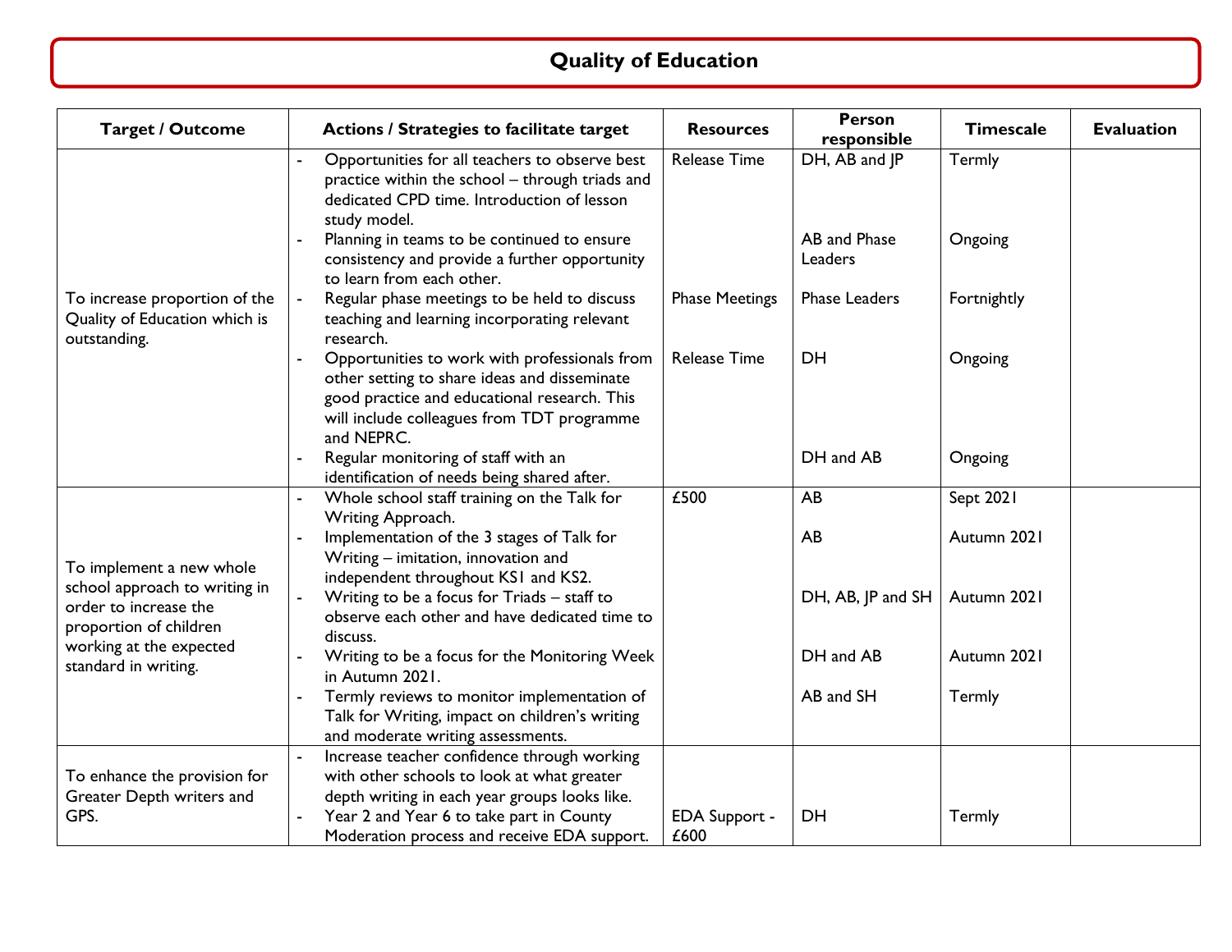## Quality of Education

| Target / Outcome | Actions / Strategies to facilitate target | Resources | Person responsible | Timescale | Evaluation |
|---|---|---|---|---|---|
| To increase proportion of the Quality of Education which is outstanding. | - Opportunities for all teachers to observe best practice within the school – through triads and dedicated CPD time. Introduction of lesson study model. | Release Time | DH, AB and JP | Termly | |
| | - Planning in teams to be continued to ensure consistency and provide a further opportunity to learn from each other. | | AB and Phase Leaders | Ongoing | |
| | - Regular phase meetings to be held to discuss teaching and learning incorporating relevant research. | Phase Meetings | Phase Leaders | Fortnightly | |
| | - Opportunities to work with professionals from other setting to share ideas and disseminate good practice and educational research. This will include colleagues from TDT programme and NEPRC. | Release Time | DH | Ongoing | |
| | - Regular monitoring of staff with an identification of needs being shared after. | | DH and AB | Ongoing | |
| To implement a new whole school approach to writing in order to increase the proportion of children working at the expected standard in writing. | - Whole school staff training on the Talk for Writing Approach. | £500 | AB | Sept 2021 | |
| | - Implementation of the 3 stages of Talk for Writing – imitation, innovation and independent throughout KS1 and KS2. | | AB | Autumn 2021 | |
| | - Writing to be a focus for Triads – staff to observe each other and have dedicated time to discuss. | | DH, AB, JP and SH | Autumn 2021 | |
| | - Writing to be a focus for the Monitoring Week in Autumn 2021. | | DH and AB | Autumn 2021 | |
| | - Termly reviews to monitor implementation of Talk for Writing, impact on children's writing and moderate writing assessments. | | AB and SH | Termly | |
| To enhance the provision for Greater Depth writers and GPS. | - Increase teacher confidence through working with other schools to look at what greater depth writing in each year groups looks like.<br>- Year 2 and Year 6 to take part in County Moderation process and receive EDA support. | EDA Support - £600 | DH | Termly | |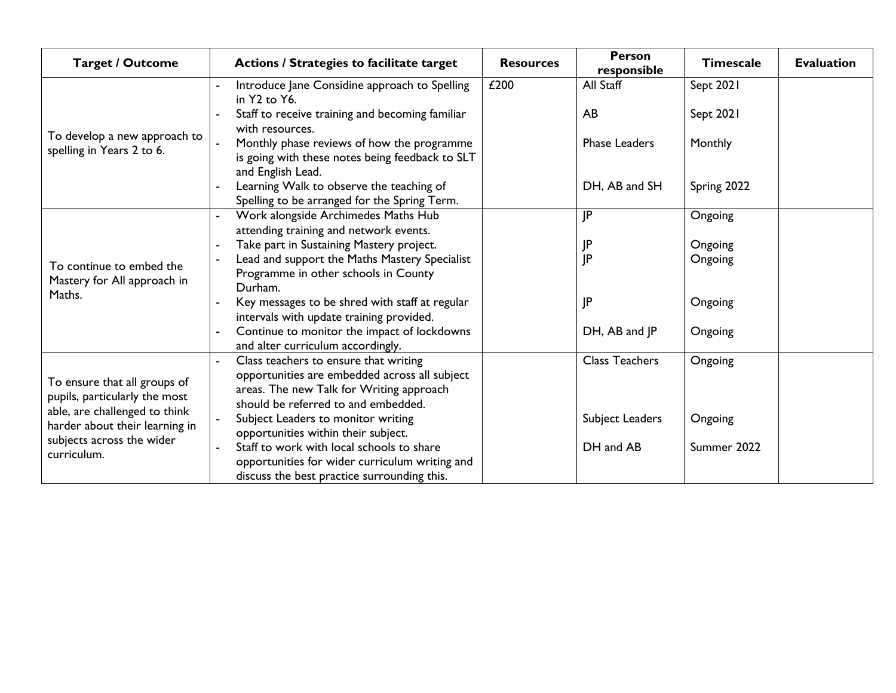| Target / Outcome | Actions / Strategies to facilitate target | Resources | Person responsible | Timescale | Evaluation |
|---|---|---|---|---|---|
| To develop a new approach to spelling in Years 2 to 6. | - Introduce Jane Considine approach to Spelling in Y2 to Y6.<br>- Staff to receive training and becoming familiar with resources.<br>- Monthly phase reviews of how the programme is going with these notes being feedback to SLT and English Lead.<br>- Learning Walk to observe the teaching of Spelling to be arranged for the Spring Term. | £200 | All Staff<br><br>AB<br><br>Phase Leaders<br><br>DH, AB and SH | Sept 2021<br><br>Sept 2021<br><br>Monthly<br><br>Spring 2022 | |
| To continue to embed the Mastery for All approach in Maths. | - Work alongside Archimedes Maths Hub attending training and network events.<br>- Take part in Sustaining Mastery project.<br>- Lead and support the Maths Mastery Specialist Programme in other schools in County Durham.<br>- Key messages to be shred with staff at regular intervals with update training provided.<br>- Continue to monitor the impact of lockdowns and alter curriculum accordingly. | | JP<br><br>JP<br>JP<br><br>JP<br><br>DH, AB and JP | Ongoing<br><br>Ongoing<br>Ongoing<br><br>Ongoing<br><br>Ongoing | |
| To ensure that all groups of pupils, particularly the most able, are challenged to think harder about their learning in subjects across the wider curriculum. | - Class teachers to ensure that writing opportunities are embedded across all subject areas. The new Talk for Writing approach should be referred to and embedded.<br>- Subject Leaders to monitor writing opportunities within their subject.<br>- Staff to work with local schools to share opportunities for wider curriculum writing and discuss the best practice surrounding this. | | Class Teachers<br><br>Subject Leaders<br><br>DH and AB | Ongoing<br><br>Ongoing<br><br>Summer 2022 | |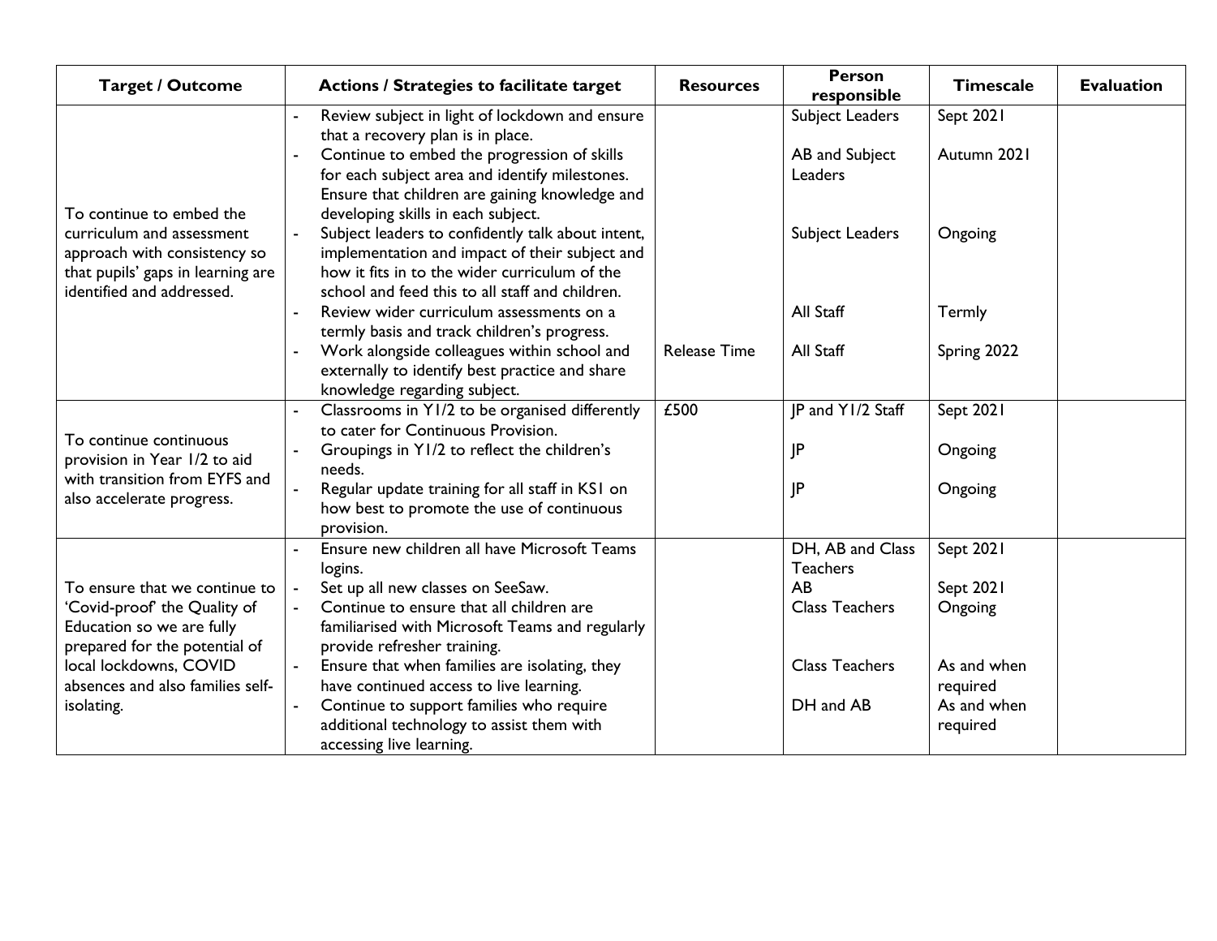| Target / Outcome | Actions / Strategies to facilitate target | Resources | Person responsible | Timescale | Evaluation |
|---|---|---|---|---|---|
| To continue to embed the curriculum and assessment approach with consistency so that pupils' gaps in learning are identified and addressed. | - Review subject in light of lockdown and ensure that a recovery plan is in place.<br>- Continue to embed the progression of skills for each subject area and identify milestones. Ensure that children are gaining knowledge and developing skills in each subject.<br>- Subject leaders to confidently talk about intent, implementation and impact of their subject and how it fits in to the wider curriculum of the school and feed this to all staff and children.<br>- Review wider curriculum assessments on a termly basis and track children's progress.<br>- Work alongside colleagues within school and externally to identify best practice and share knowledge regarding subject. | Release Time | Subject Leaders<br>AB and Subject Leaders<br>Subject Leaders<br>All Staff<br>All Staff | Sept 2021<br>Autumn 2021<br>Ongoing<br>Termly<br>Spring 2022 | |
| To continue continuous provision in Year 1/2 to aid with transition from EYFS and also accelerate progress. | - Classrooms in Y1/2 to be organised differently to cater for Continuous Provision.<br>- Groupings in Y1/2 to reflect the children's needs.<br>- Regular update training for all staff in KS1 on how best to promote the use of continuous provision. | £500 | JP and Y1/2 Staff<br>JP<br>JP | Sept 2021<br>Ongoing<br>Ongoing | |
| To ensure that we continue to 'Covid-proof' the Quality of Education so we are fully prepared for the potential of local lockdowns, COVID absences and also families self-isolating. | - Ensure new children all have Microsoft Teams logins.<br>- Set up all new classes on SeeSaw.<br>- Continue to ensure that all children are familiarised with Microsoft Teams and regularly provide refresher training.<br>- Ensure that when families are isolating, they have continued access to live learning.<br>- Continue to support families who require additional technology to assist them with accessing live learning. | | DH, AB and Class Teachers<br>AB<br>Class Teachers<br>Class Teachers<br>DH and AB | Sept 2021<br>Sept 2021<br>Ongoing<br>As and when required<br>As and when required | |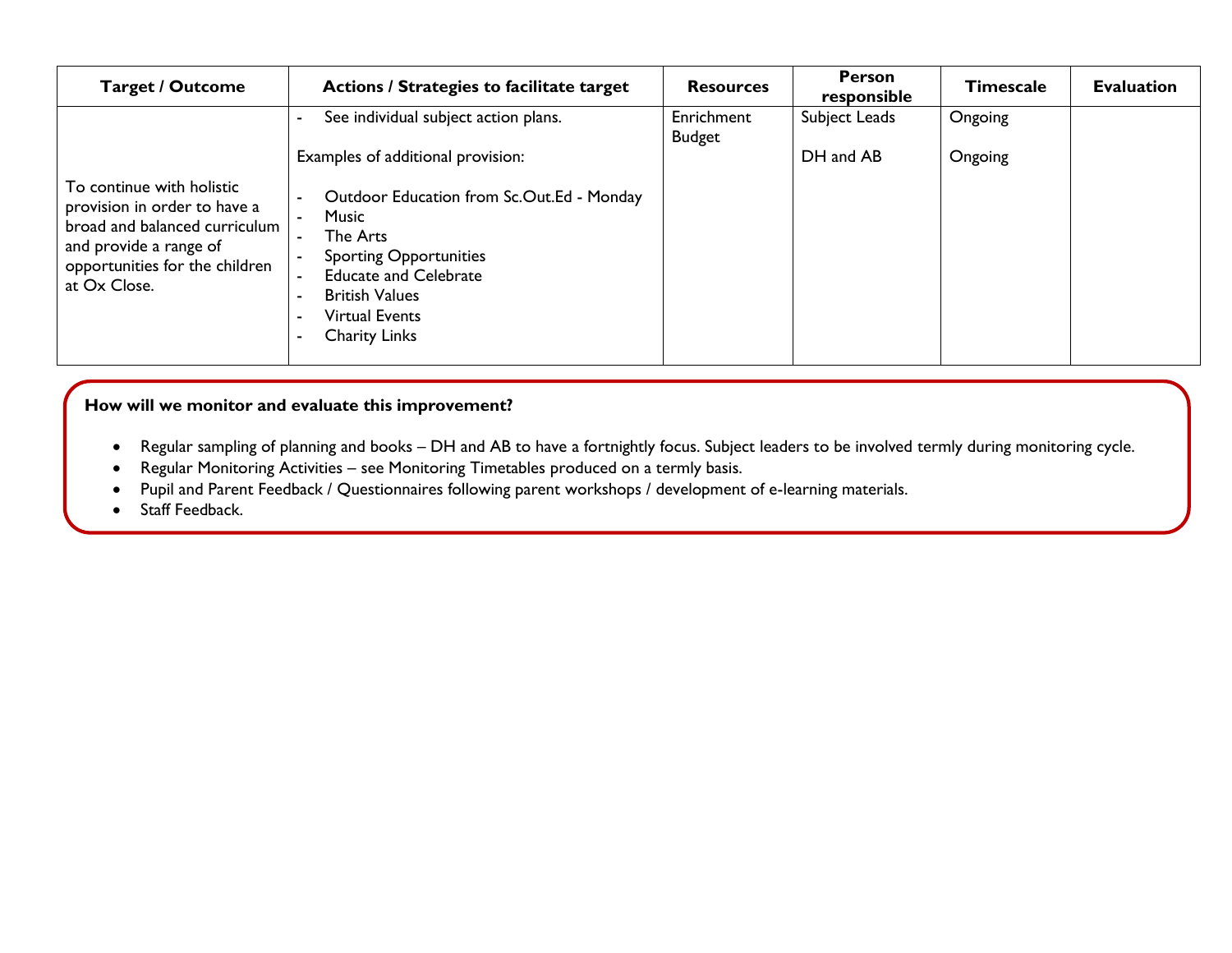| Target / Outcome | Actions / Strategies to facilitate target | Resources | Person responsible | Timescale | Evaluation |
|---|---|---|---|---|---|
| To continue with holistic provision in order to have a broad and balanced curriculum and provide a range of opportunities for the children at Ox Close. | - See individual subject action plans.<br><br>Examples of additional provision:<br><br>- Outdoor Education from Sc.Out.Ed - Monday<br>- Music<br>- The Arts<br>- Sporting Opportunities<br>- Educate and Celebrate<br>- British Values<br>- Virtual Events<br>- Charity Links | Enrichment Budget | Subject Leads<br><br>DH and AB | Ongoing<br><br>Ongoing | |

**How will we monitor and evaluate this improvement?**

- Regular sampling of planning and books – DH and AB to have a fortnightly focus. Subject leaders to be involved termly during monitoring cycle.
- Regular Monitoring Activities – see Monitoring Timetables produced on a termly basis.
- Pupil and Parent Feedback / Questionnaires following parent workshops / development of e-learning materials.
- Staff Feedback.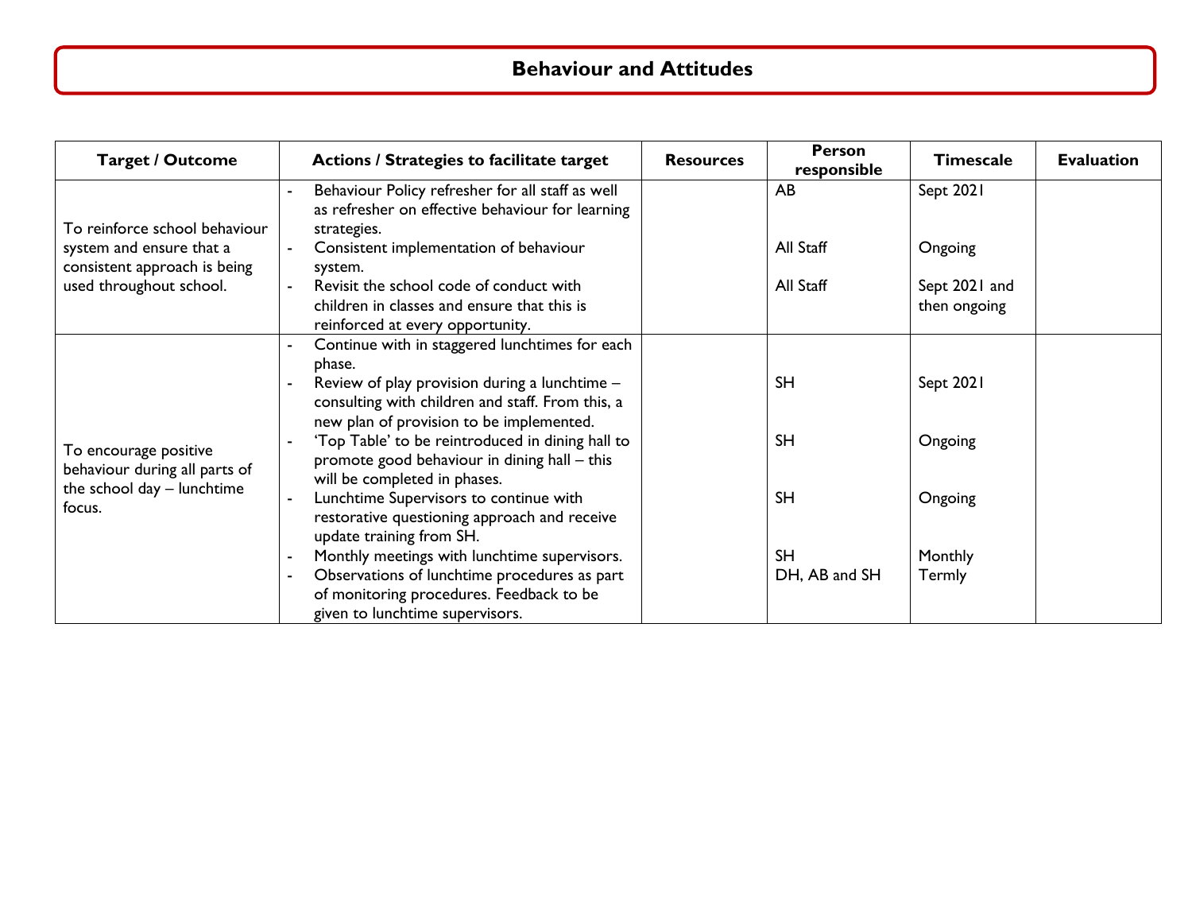# Behaviour and Attitudes

| Target / Outcome | Actions / Strategies to facilitate target | Resources | Person responsible | Timescale | Evaluation |
|---|---|---|---|---|---|
| To reinforce school behaviour system and ensure that a consistent approach is being used throughout school. | - Behaviour Policy refresher for all staff as well as refresher on effective behaviour for learning strategies.<br>- Consistent implementation of behaviour system.<br>- Revisit the school code of conduct with children in classes and ensure that this is reinforced at every opportunity. | | AB<br><br>All Staff<br><br>All Staff | Sept 2021<br><br>Ongoing<br><br>Sept 2021 and then ongoing | |
| To encourage positive behaviour during all parts of the school day – lunchtime focus. | - Continue with in staggered lunchtimes for each phase.<br>- Review of play provision during a lunchtime – consulting with children and staff. From this, a new plan of provision to be implemented.<br>- 'Top Table' to be reintroduced in dining hall to promote good behaviour in dining hall – this will be completed in phases.<br>- Lunchtime Supervisors to continue with restorative questioning approach and receive update training from SH.<br>- Monthly meetings with lunchtime supervisors.<br>- Observations of lunchtime procedures as part of monitoring procedures. Feedback to be given to lunchtime supervisors. | | SH<br><br>SH<br><br>SH<br><br>SH<br>DH, AB and SH | Sept 2021<br><br>Ongoing<br><br>Ongoing<br><br>Monthly<br>Termly | |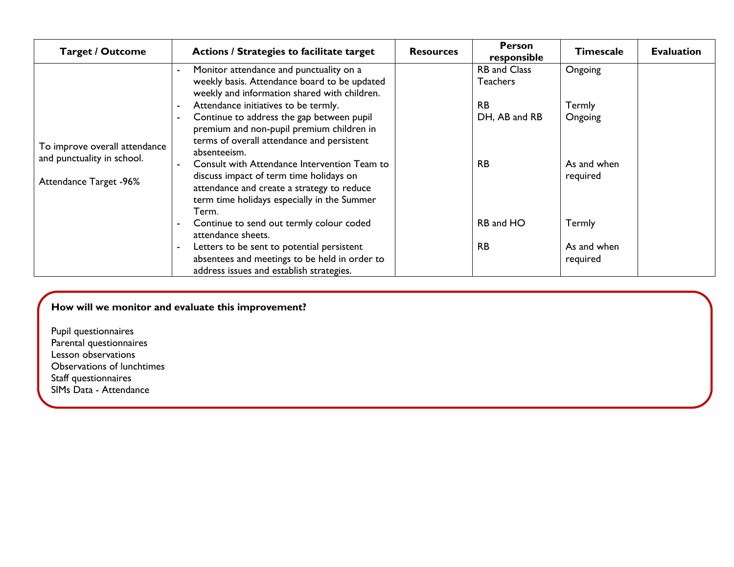| Target / Outcome | Actions / Strategies to facilitate target | Resources | Person responsible | Timescale | Evaluation |
|---|---|---|---|---|---|
| To improve overall attendance and punctuality in school.<br><br>Attendance Target -96% | - Monitor attendance and punctuality on a weekly basis. Attendance board to be updated weekly and information shared with children.<br>- Attendance initiatives to be termly.<br>- Continue to address the gap between pupil premium and non-pupil premium children in terms of overall attendance and persistent absenteeism.<br>- Consult with Attendance Intervention Team to discuss impact of term time holidays on attendance and create a strategy to reduce term time holidays especially in the Summer Term.<br>- Continue to send out termly colour coded attendance sheets.<br>- Letters to be sent to potential persistent absentees and meetings to be held in order to address issues and establish strategies. | | RB and Class Teachers<br><br>RB<br>DH, AB and RB<br><br>RB<br><br>RB and HO<br><br>RB | Ongoing<br><br>Termly<br>Ongoing<br><br>As and when required<br><br>Termly<br><br>As and when required | |

**How will we monitor and evaluate this improvement?**

Pupil questionnaires
Parental questionnaires
Lesson observations
Observations of lunchtimes
Staff questionnaires
SIMs Data - Attendance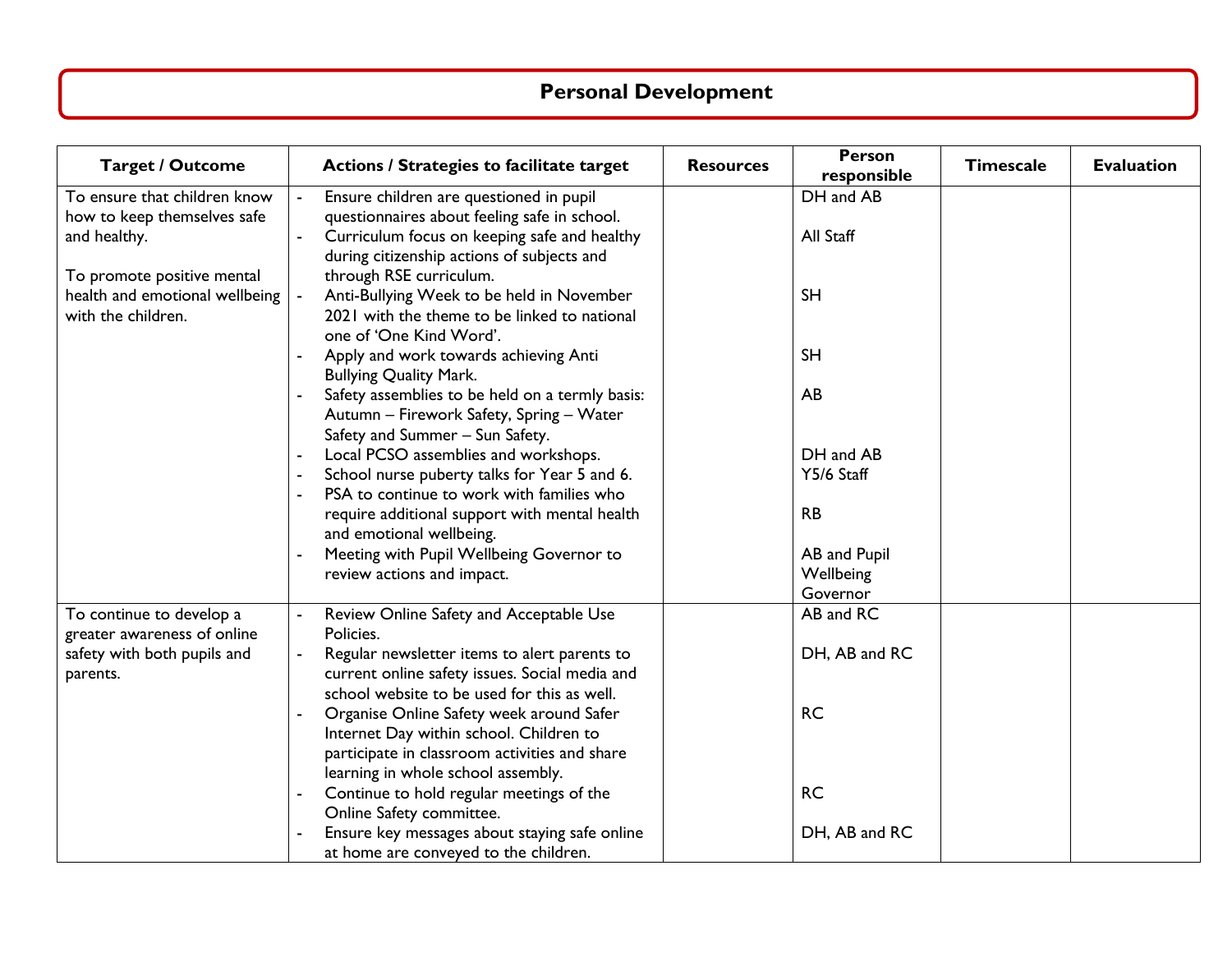# Personal Development

| Target / Outcome | Actions / Strategies to facilitate target | Resources | Person responsible | Timescale | Evaluation |
|---|---|---|---|---|---|
| To ensure that children know how to keep themselves safe and healthy.<br><br>To promote positive mental health and emotional wellbeing with the children. | - Ensure children are questioned in pupil questionnaires about feeling safe in school.<br>- Curriculum focus on keeping safe and healthy during citizenship actions of subjects and through RSE curriculum.<br>- Anti-Bullying Week to be held in November 2021 with the theme to be linked to national one of 'One Kind Word'.<br>- Apply and work towards achieving Anti Bullying Quality Mark.<br>- Safety assemblies to be held on a termly basis: Autumn – Firework Safety, Spring – Water Safety and Summer – Sun Safety.<br>- Local PCSO assemblies and workshops.<br>- School nurse puberty talks for Year 5 and 6.<br>- PSA to continue to work with families who require additional support with mental health and emotional wellbeing.<br>- Meeting with Pupil Wellbeing Governor to review actions and impact. | | DH and AB<br><br>All Staff<br><br>SH<br><br>SH<br><br>AB<br><br>DH and AB<br>Y5/6 Staff<br><br>RB<br><br>AB and Pupil Wellbeing Governor | | |
| To continue to develop a greater awareness of online safety with both pupils and parents. | - Review Online Safety and Acceptable Use Policies.<br>- Regular newsletter items to alert parents to current online safety issues. Social media and school website to be used for this as well.<br>- Organise Online Safety week around Safer Internet Day within school. Children to participate in classroom activities and share learning in whole school assembly.<br>- Continue to hold regular meetings of the Online Safety committee.<br>- Ensure key messages about staying safe online at home are conveyed to the children. | | AB and RC<br><br>DH, AB and RC<br><br>RC<br><br>RC<br><br>DH, AB and RC | | |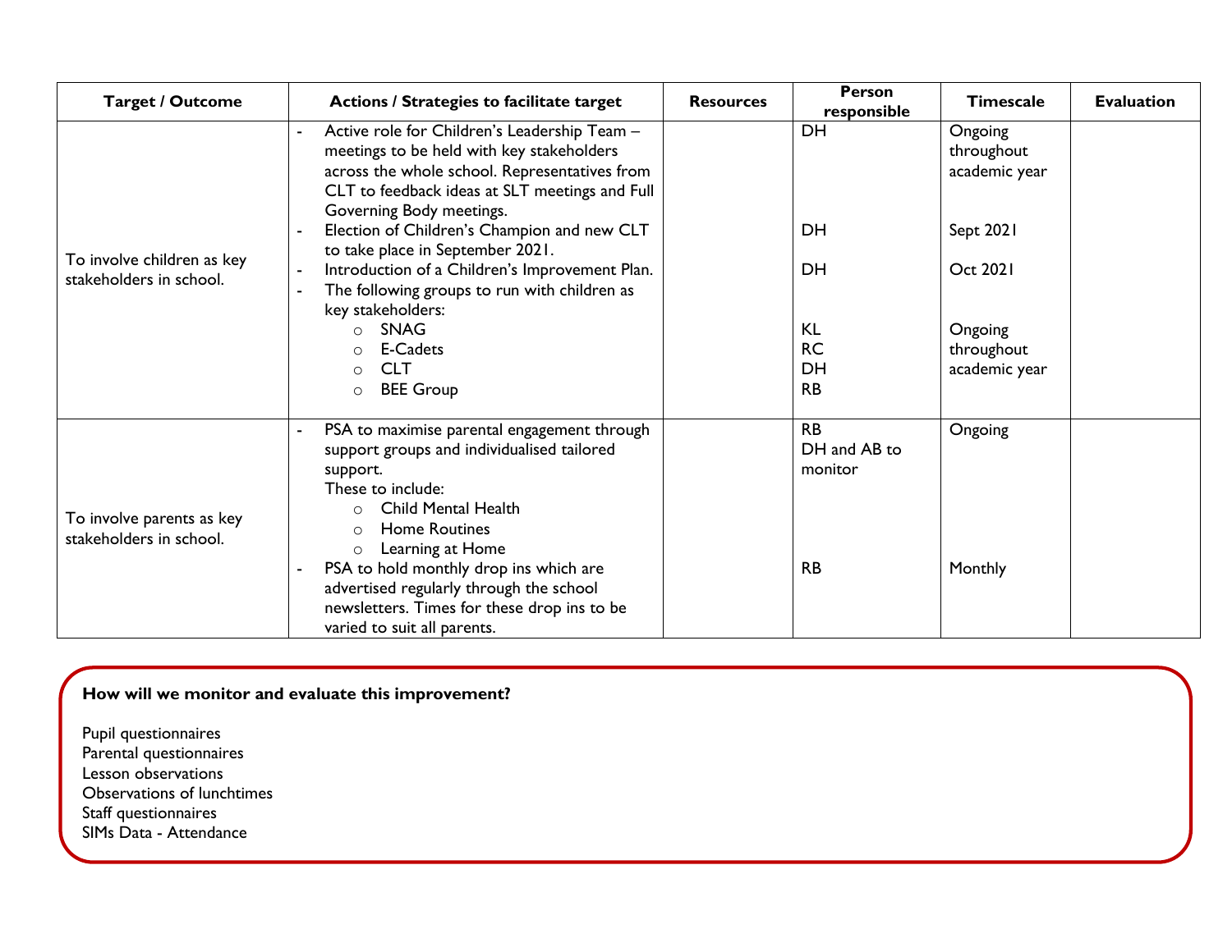| Target / Outcome | Actions / Strategies to facilitate target | Resources | Person responsible | Timescale | Evaluation |
|---|---|---|---|---|---|
| To involve children as key stakeholders in school. | - Active role for Children's Leadership Team – meetings to be held with key stakeholders across the whole school. Representatives from CLT to feedback ideas at SLT meetings and Full Governing Body meetings.<br>- Election of Children's Champion and new CLT to take place in September 2021.<br>- Introduction of a Children's Improvement Plan.<br>- The following groups to run with children as key stakeholders:<br>○ SNAG<br>○ E-Cadets<br>○ CLT<br>○ BEE Group | | DH<br><br>DH<br><br>DH<br><br>KL<br>RC<br>DH<br>RB | Ongoing throughout academic year<br><br>Sept 2021<br><br>Oct 2021<br><br>Ongoing throughout academic year | |
| To involve parents as key stakeholders in school. | - PSA to maximise parental engagement through support groups and individualised tailored support.<br>These to include:<br>○ Child Mental Health<br>○ Home Routines<br>○ Learning at Home<br>- PSA to hold monthly drop ins which are advertised regularly through the school newsletters. Times for these drop ins to be varied to suit all parents. | | RB<br>DH and AB to monitor<br><br>RB | Ongoing<br><br>Monthly | |

**How will we monitor and evaluate this improvement?**

Pupil questionnaires
Parental questionnaires
Lesson observations
Observations of lunchtimes
Staff questionnaires
SIMs Data - Attendance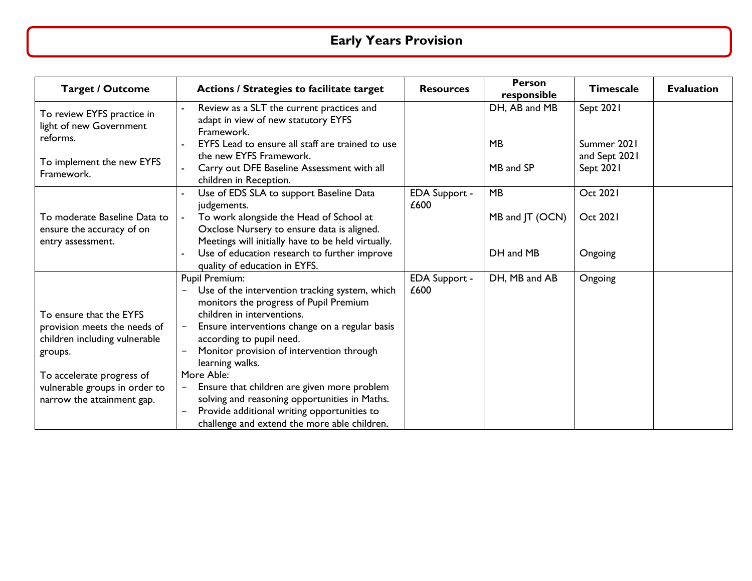# Early Years Provision

| Target / Outcome | Actions / Strategies to facilitate target | Resources | Person responsible | Timescale | Evaluation |
|---|---|---|---|---|---|
| To review EYFS practice in light of new Government reforms.<br><br>To implement the new EYFS Framework. | - Review as a SLT the current practices and adapt in view of new statutory EYFS Framework.<br>- EYFS Lead to ensure all staff are trained to use the new EYFS Framework.<br>- Carry out DFE Baseline Assessment with all children in Reception. | | DH, AB and MB<br><br>MB<br><br>MB and SP | Sept 2021<br><br>Summer 2021 and Sept 2021<br>Sept 2021 | |
| To moderate Baseline Data to ensure the accuracy of on entry assessment. | - Use of EDS SLA to support Baseline Data judgements.<br>- To work alongside the Head of School at Oxclose Nursery to ensure data is aligned. Meetings will initially have to be held virtually.<br>- Use of education research to further improve quality of education in EYFS. | EDA Support - £600 | MB<br><br>MB and JT (OCN)<br><br>DH and MB | Oct 2021<br><br>Oct 2021<br><br>Ongoing | |
| To ensure that the EYFS provision meets the needs of children including vulnerable groups.<br><br>To accelerate progress of vulnerable groups in order to narrow the attainment gap. | Pupil Premium:<br>- Use of the intervention tracking system, which monitors the progress of Pupil Premium children in interventions.<br>- Ensure interventions change on a regular basis according to pupil need.<br>- Monitor provision of intervention through learning walks.<br>More Able:<br>- Ensure that children are given more problem solving and reasoning opportunities in Maths.<br>- Provide additional writing opportunities to challenge and extend the more able children. | EDA Support - £600 | DH, MB and AB | Ongoing | |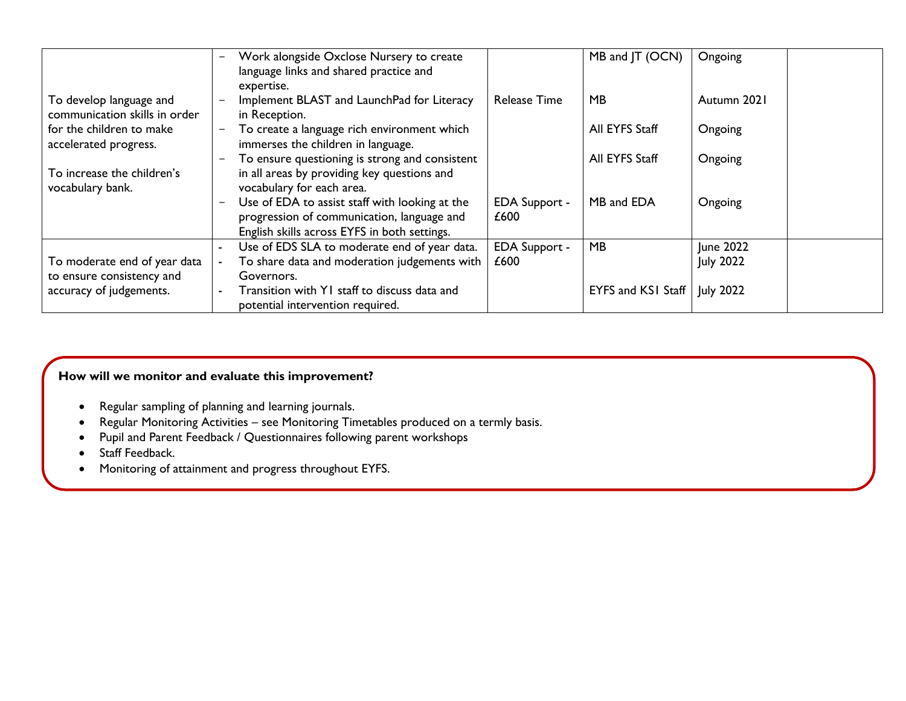| | | | | | |
|---|---|---|---|---|---|
| To develop language and communication skills in order for the children to make accelerated progress.<br><br>To increase the children's vocabulary bank. | – Work alongside Oxclose Nursery to create language links and shared practice and expertise.<br>– Implement BLAST and LaunchPad for Literacy in Reception.<br>– To create a language rich environment which immerses the children in language.<br>– To ensure questioning is strong and consistent in all areas by providing key questions and vocabulary for each area.<br>– Use of EDA to assist staff with looking at the progression of communication, language and English skills across EYFS in both settings. | <br><br>Release Time<br><br><br><br>EDA Support - £600 | MB and JT (OCN)<br>MB<br>All EYFS Staff<br>All EYFS Staff<br>MB and EDA | Ongoing<br>Autumn 2021<br>Ongoing<br>Ongoing<br>Ongoing | |
| To moderate end of year data to ensure consistency and accuracy of judgements. | - Use of EDS SLA to moderate end of year data.<br>- To share data and moderation judgements with Governors.<br>- Transition with Y1 staff to discuss data and potential intervention required. | EDA Support - £600 | MB<br><br>EYFS and KS1 Staff | June 2022<br>July 2022<br>July 2022 | |

**How will we monitor and evaluate this improvement?**

- Regular sampling of planning and learning journals.
- Regular Monitoring Activities – see Monitoring Timetables produced on a termly basis.
- Pupil and Parent Feedback / Questionnaires following parent workshops
- Staff Feedback.
- Monitoring of attainment and progress throughout EYFS.